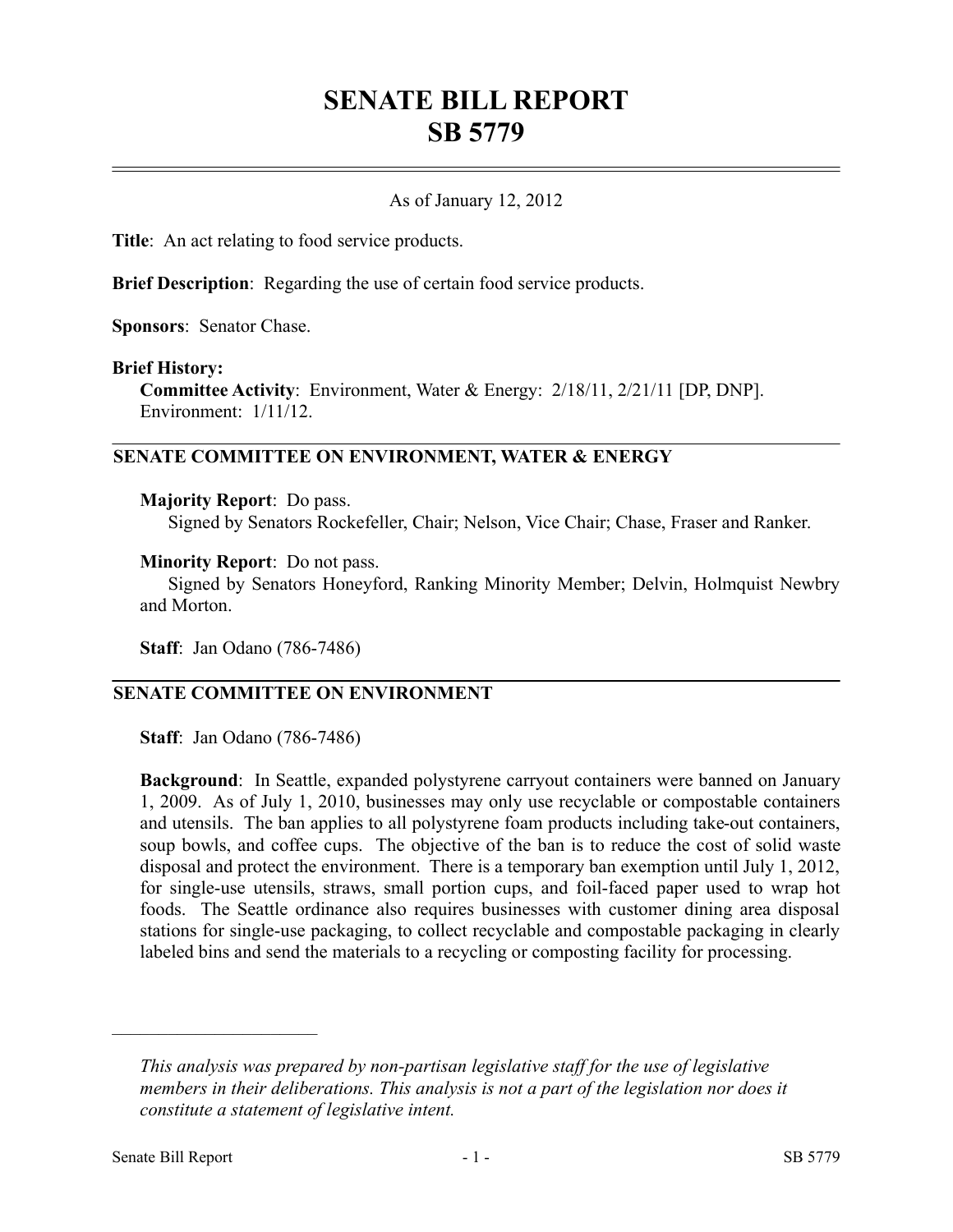# SENATE BILL REPORT
# SB 5779

As of January 12, 2012

**Title**: An act relating to food service products.

**Brief Description**: Regarding the use of certain food service products.

**Sponsors**: Senator Chase.

**Brief History:**

**Committee Activity**: Environment, Water & Energy: 2/18/11, 2/21/11 [DP, DNP]. Environment: 1/11/12.

## SENATE COMMITTEE ON ENVIRONMENT, WATER & ENERGY

**Majority Report**: Do pass.
Signed by Senators Rockefeller, Chair; Nelson, Vice Chair; Chase, Fraser and Ranker.

**Minority Report**: Do not pass.
Signed by Senators Honeyford, Ranking Minority Member; Delvin, Holmquist Newbry and Morton.

**Staff**: Jan Odano (786-7486)

## SENATE COMMITTEE ON ENVIRONMENT

**Staff**: Jan Odano (786-7486)

**Background**: In Seattle, expanded polystyrene carryout containers were banned on January 1, 2009. As of July 1, 2010, businesses may only use recyclable or compostable containers and utensils. The ban applies to all polystyrene foam products including take-out containers, soup bowls, and coffee cups. The objective of the ban is to reduce the cost of solid waste disposal and protect the environment. There is a temporary ban exemption until July 1, 2012, for single-use utensils, straws, small portion cups, and foil-faced paper used to wrap hot foods. The Seattle ordinance also requires businesses with customer dining area disposal stations for single-use packaging, to collect recyclable and compostable packaging in clearly labeled bins and send the materials to a recycling or composting facility for processing.

---

*This analysis was prepared by non-partisan legislative staff for the use of legislative members in their deliberations. This analysis is not a part of the legislation nor does it constitute a statement of legislative intent.*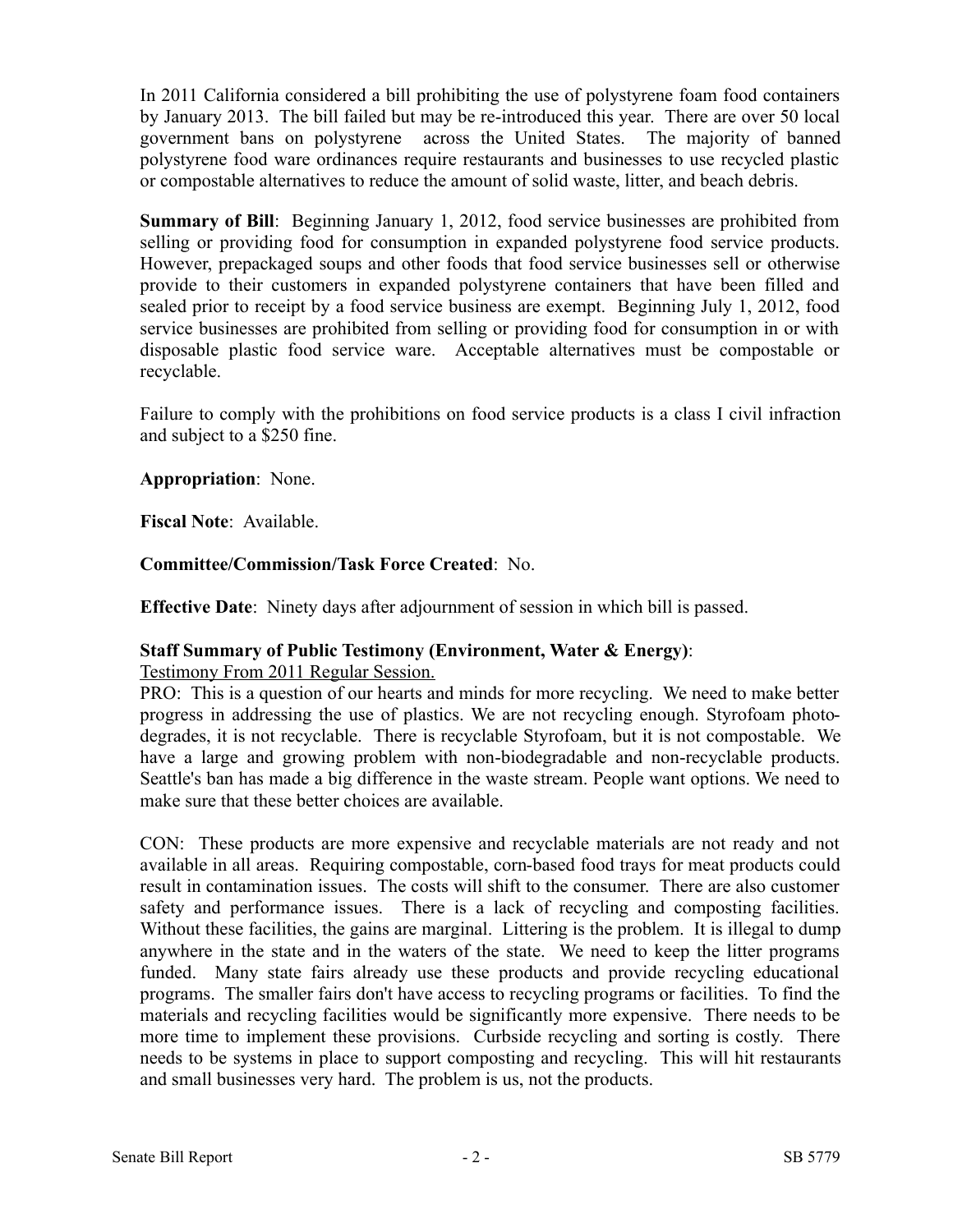In 2011 California considered a bill prohibiting the use of polystyrene foam food containers by January 2013. The bill failed but may be re-introduced this year. There are over 50 local government bans on polystyrene across the United States. The majority of banned polystyrene food ware ordinances require restaurants and businesses to use recycled plastic or compostable alternatives to reduce the amount of solid waste, litter, and beach debris.

**Summary of Bill**: Beginning January 1, 2012, food service businesses are prohibited from selling or providing food for consumption in expanded polystyrene food service products. However, prepackaged soups and other foods that food service businesses sell or otherwise provide to their customers in expanded polystyrene containers that have been filled and sealed prior to receipt by a food service business are exempt. Beginning July 1, 2012, food service businesses are prohibited from selling or providing food for consumption in or with disposable plastic food service ware. Acceptable alternatives must be compostable or recyclable.

Failure to comply with the prohibitions on food service products is a class I civil infraction and subject to a $250 fine.

**Appropriation**: None.

**Fiscal Note**: Available.

**Committee/Commission/Task Force Created**: No.

**Effective Date**: Ninety days after adjournment of session in which bill is passed.

**Staff Summary of Public Testimony (Environment, Water & Energy)**:

Testimony From 2011 Regular Session.

PRO: This is a question of our hearts and minds for more recycling. We need to make better progress in addressing the use of plastics. We are not recycling enough. Styrofoam photo-degrades, it is not recyclable. There is recyclable Styrofoam, but it is not compostable. We have a large and growing problem with non-biodegradable and non-recyclable products. Seattle's ban has made a big difference in the waste stream. People want options. We need to make sure that these better choices are available.

CON: These products are more expensive and recyclable materials are not ready and not available in all areas. Requiring compostable, corn-based food trays for meat products could result in contamination issues. The costs will shift to the consumer. There are also customer safety and performance issues. There is a lack of recycling and composting facilities. Without these facilities, the gains are marginal. Littering is the problem. It is illegal to dump anywhere in the state and in the waters of the state. We need to keep the litter programs funded. Many state fairs already use these products and provide recycling educational programs. The smaller fairs don't have access to recycling programs or facilities. To find the materials and recycling facilities would be significantly more expensive. There needs to be more time to implement these provisions. Curbside recycling and sorting is costly. There needs to be systems in place to support composting and recycling. This will hit restaurants and small businesses very hard. The problem is us, not the products.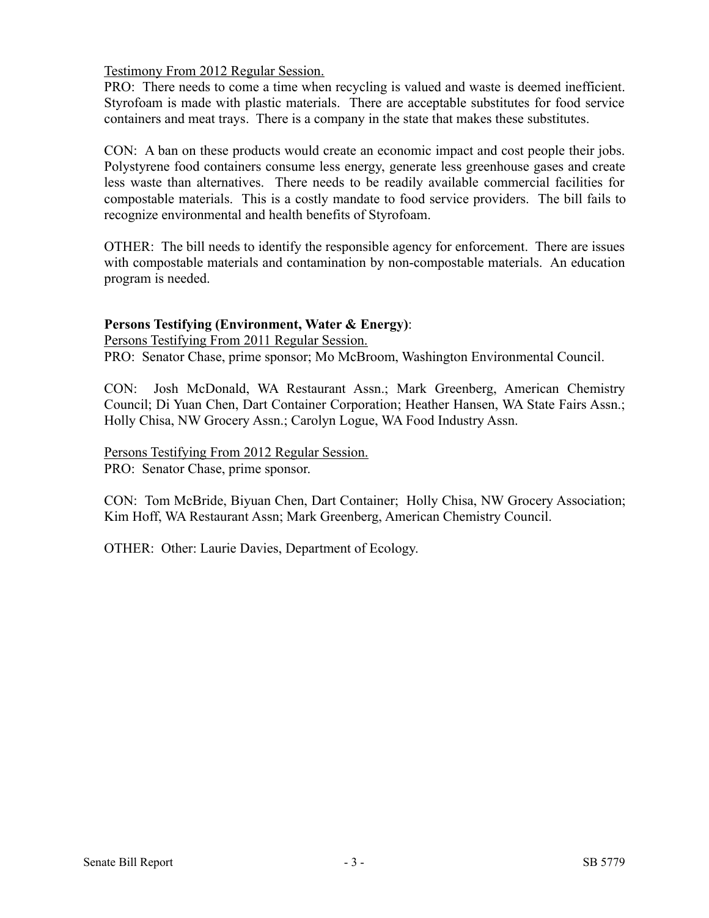Testimony From 2012 Regular Session.

PRO: There needs to come a time when recycling is valued and waste is deemed inefficient. Styrofoam is made with plastic materials. There are acceptable substitutes for food service containers and meat trays. There is a company in the state that makes these substitutes.

CON: A ban on these products would create an economic impact and cost people their jobs. Polystyrene food containers consume less energy, generate less greenhouse gases and create less waste than alternatives. There needs to be readily available commercial facilities for compostable materials. This is a costly mandate to food service providers. The bill fails to recognize environmental and health benefits of Styrofoam.

OTHER: The bill needs to identify the responsible agency for enforcement. There are issues with compostable materials and contamination by non-compostable materials. An education program is needed.

**Persons Testifying (Environment, Water & Energy)**:

Persons Testifying From 2011 Regular Session.

PRO: Senator Chase, prime sponsor; Mo McBroom, Washington Environmental Council.

CON: Josh McDonald, WA Restaurant Assn.; Mark Greenberg, American Chemistry Council; Di Yuan Chen, Dart Container Corporation; Heather Hansen, WA State Fairs Assn.; Holly Chisa, NW Grocery Assn.; Carolyn Logue, WA Food Industry Assn.

Persons Testifying From 2012 Regular Session.

PRO: Senator Chase, prime sponsor.

CON: Tom McBride, Biyuan Chen, Dart Container; Holly Chisa, NW Grocery Association; Kim Hoff, WA Restaurant Assn; Mark Greenberg, American Chemistry Council.

OTHER: Other: Laurie Davies, Department of Ecology.